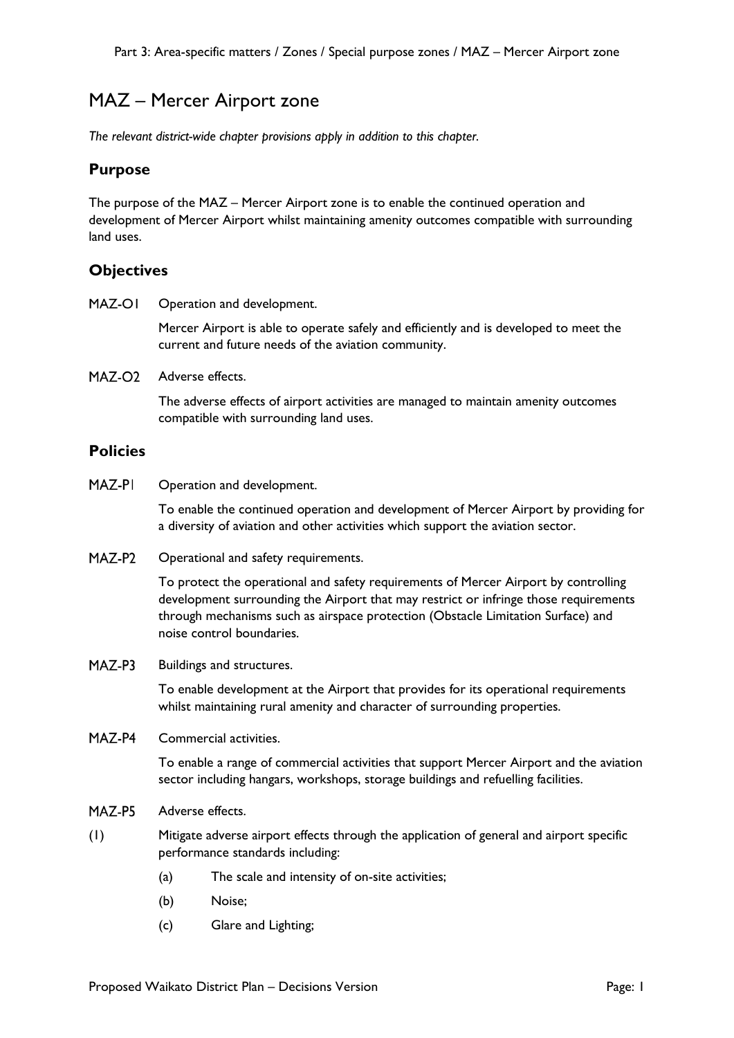# MAZ – Mercer Airport zone

*The relevant district-wide chapter provisions apply in addition to this chapter.*

## Purpose

The purpose of the MAZ – Mercer Airport zone is to enable the continued operation and development of Mercer Airport whilst maintaining amenity outcomes compatible with surrounding land uses.

## Objectives

**MAZ-O1** Operation and development.

Mercer Airport is able to operate safely and efficiently and is developed to meet the current and future needs of the aviation community.

**MAZ-O2** Adverse effects.

The adverse effects of airport activities are managed to maintain amenity outcomes compatible with surrounding land uses.

## Policies

**MAZ-P1** Operation and development.

To enable the continued operation and development of Mercer Airport by providing for a diversity of aviation and other activities which support the aviation sector.

**MAZ-P2** Operational and safety requirements.

To protect the operational and safety requirements of Mercer Airport by controlling development surrounding the Airport that may restrict or infringe those requirements through mechanisms such as airspace protection (Obstacle Limitation Surface) and noise control boundaries.

**MAZ-P3** Buildings and structures.

To enable development at the Airport that provides for its operational requirements whilst maintaining rural amenity and character of surrounding properties.

**MAZ-P4** Commercial activities.

To enable a range of commercial activities that support Mercer Airport and the aviation sector including hangars, workshops, storage buildings and refuelling facilities.

**MAZ-P5** Adverse effects.

(1) Mitigate adverse airport effects through the application of general and airport specific performance standards including:

- (a) The scale and intensity of on-site activities;
- (b) Noise;
- (c) Glare and Lighting;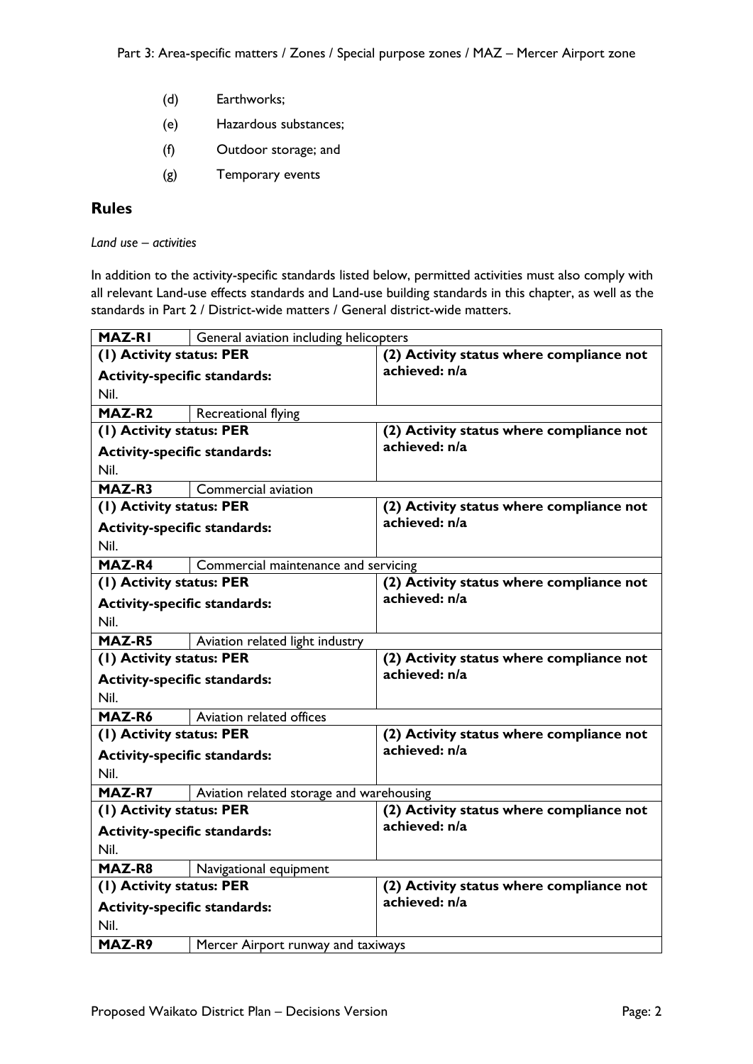(d) Earthworks;

(e) Hazardous substances;

(f) Outdoor storage; and

(g) Temporary events

## Rules

*Land use – activities*

In addition to the activity-specific standards listed below, permitted activities must also comply with all relevant Land-use effects standards and Land-use building standards in this chapter, as well as the standards in Part 2 / District-wide matters / General district-wide matters.

| **MAZ-R1** | General aviation including helicopters | |
|---|---|---|
| **(1) Activity status: PER**<br>**Activity-specific standards:**<br>Nil. | | **(2) Activity status where compliance not achieved: n/a** |
| **MAZ-R2** | Recreational flying | |
| **(1) Activity status: PER**<br>**Activity-specific standards:**<br>Nil. | | **(2) Activity status where compliance not achieved: n/a** |
| **MAZ-R3** | Commercial aviation | |
| **(1) Activity status: PER**<br>**Activity-specific standards:**<br>Nil. | | **(2) Activity status where compliance not achieved: n/a** |
| **MAZ-R4** | Commercial maintenance and servicing | |
| **(1) Activity status: PER**<br>**Activity-specific standards:**<br>Nil. | | **(2) Activity status where compliance not achieved: n/a** |
| **MAZ-R5** | Aviation related light industry | |
| **(1) Activity status: PER**<br>**Activity-specific standards:**<br>Nil. | | **(2) Activity status where compliance not achieved: n/a** |
| **MAZ-R6** | Aviation related offices | |
| **(1) Activity status: PER**<br>**Activity-specific standards:**<br>Nil. | | **(2) Activity status where compliance not achieved: n/a** |
| **MAZ-R7** | Aviation related storage and warehousing | |
| **(1) Activity status: PER**<br>**Activity-specific standards:**<br>Nil. | | **(2) Activity status where compliance not achieved: n/a** |
| **MAZ-R8** | Navigational equipment | |
| **(1) Activity status: PER**<br>**Activity-specific standards:**<br>Nil. | | **(2) Activity status where compliance not achieved: n/a** |
| **MAZ-R9** | Mercer Airport runway and taxiways | |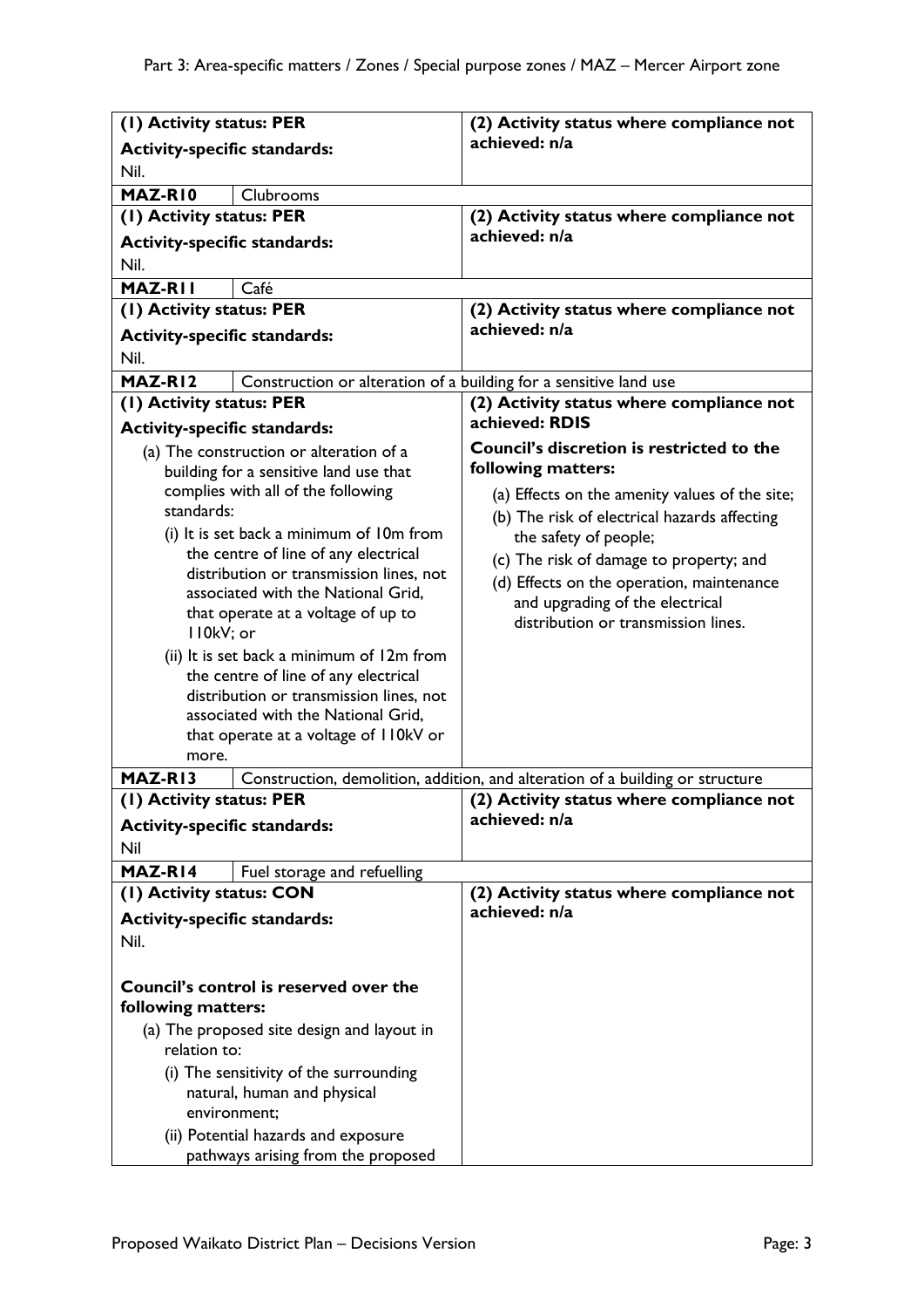| | | |
|---|---|---|
| **(1) Activity status: PER**<br>**Activity-specific standards:**<br>Nil. | | **(2) Activity status where compliance not achieved: n/a** |
| **MAZ-R10** | Clubrooms | |
| **(1) Activity status: PER**<br>**Activity-specific standards:**<br>Nil. | | **(2) Activity status where compliance not achieved: n/a** |
| **MAZ-R11** | Café | |
| **(1) Activity status: PER**<br>**Activity-specific standards:**<br>Nil. | | **(2) Activity status where compliance not achieved: n/a** |
| **MAZ-R12** | Construction or alteration of a building for a sensitive land use | |
| **(1) Activity status: PER**<br>**Activity-specific standards:**<br>(a) The construction or alteration of a building for a sensitive land use that complies with all of the following standards:<br>(i) It is set back a minimum of 10m from the centre of line of any electrical distribution or transmission lines, not associated with the National Grid, that operate at a voltage of up to 110kV; or<br>(ii) It is set back a minimum of 12m from the centre of line of any electrical distribution or transmission lines, not associated with the National Grid, that operate at a voltage of 110kV or more. | | **(2) Activity status where compliance not achieved: RDIS**<br>**Council's discretion is restricted to the following matters:**<br>(a) Effects on the amenity values of the site;<br>(b) The risk of electrical hazards affecting the safety of people;<br>(c) The risk of damage to property; and<br>(d) Effects on the operation, maintenance and upgrading of the electrical distribution or transmission lines. |
| **MAZ-R13** | Construction, demolition, addition, and alteration of a building or structure | |
| **(1) Activity status: PER**<br>**Activity-specific standards:**<br>Nil | | **(2) Activity status where compliance not achieved: n/a** |
| **MAZ-R14** | Fuel storage and refuelling | |
| **(1) Activity status: CON**<br>**Activity-specific standards:**<br>Nil.<br><br>**Council's control is reserved over the following matters:**<br>(a) The proposed site design and layout in relation to:<br>(i) The sensitivity of the surrounding natural, human and physical environment;<br>(ii) Potential hazards and exposure pathways arising from the proposed | | **(2) Activity status where compliance not achieved: n/a** |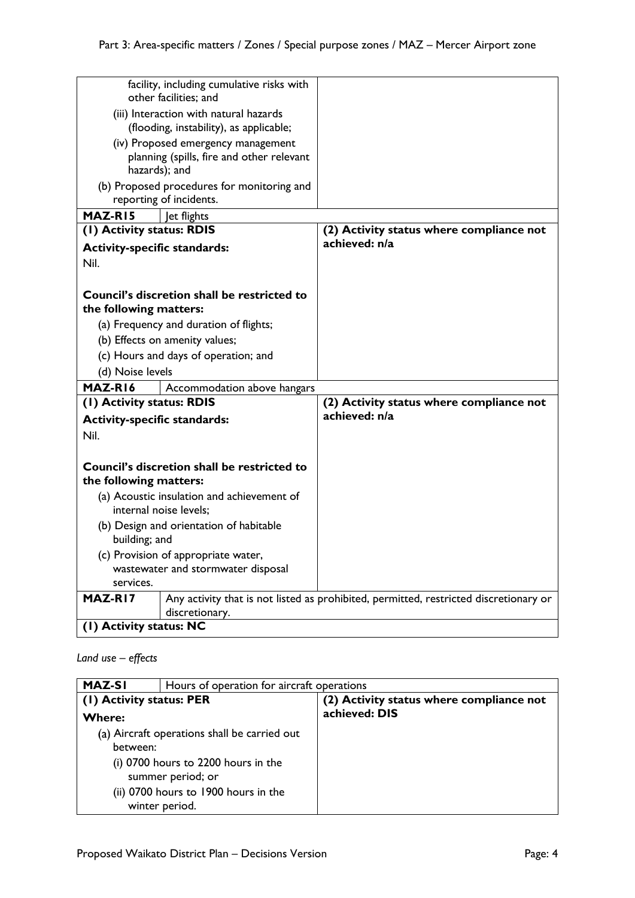| | |
|---|---|
| facility, including cumulative risks with other facilities; and<br>(iii) Interaction with natural hazards (flooding, instability), as applicable;<br>(iv) Proposed emergency management planning (spills, fire and other relevant hazards); and<br>(b) Proposed procedures for monitoring and reporting of incidents. | |

| **MAZ-R15** | Jet flights |
|---|---|
| **(1) Activity status: RDIS**<br>**Activity-specific standards:**<br>Nil.<br><br>**Council's discretion shall be restricted to the following matters:**<br>(a) Frequency and duration of flights;<br>(b) Effects on amenity values;<br>(c) Hours and days of operation; and<br>(d) Noise levels | **(2) Activity status where compliance not achieved: n/a** |

| **MAZ-R16** | Accommodation above hangars |
|---|---|
| **(1) Activity status: RDIS**<br>**Activity-specific standards:**<br>Nil.<br><br>**Council's discretion shall be restricted to the following matters:**<br>(a) Acoustic insulation and achievement of internal noise levels;<br>(b) Design and orientation of habitable building; and<br>(c) Provision of appropriate water, wastewater and stormwater disposal services. | **(2) Activity status where compliance not achieved: n/a** |

| **MAZ-R17** | Any activity that is not listed as prohibited, permitted, restricted discretionary or discretionary. |
|---|---|
| **(1) Activity status: NC** | |

*Land use – effects*

| **MAZ-S1** | Hours of operation for aircraft operations |
|---|---|
| **(1) Activity status: PER**<br>**Where:**<br>(a) Aircraft operations shall be carried out between:<br>(i) 0700 hours to 2200 hours in the summer period; or<br>(ii) 0700 hours to 1900 hours in the winter period. | **(2) Activity status where compliance not achieved: DIS** |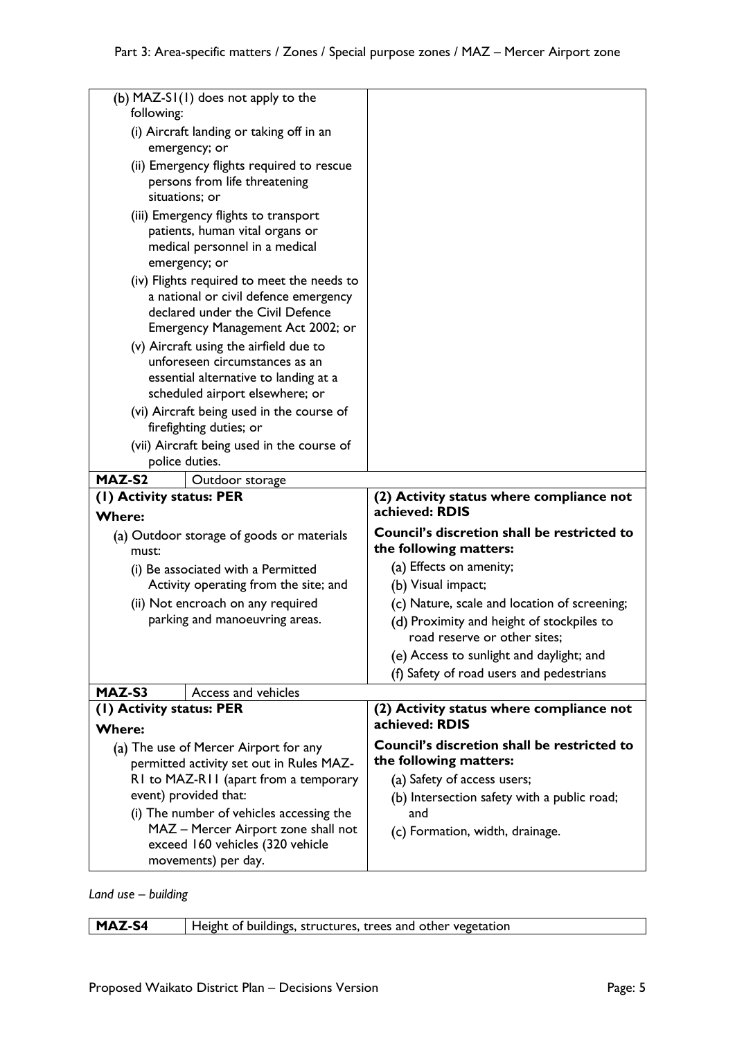| | |
|---|---|
| (b) MAZ-S1(1) does not apply to the following:<br>(i) Aircraft landing or taking off in an emergency; or<br>(ii) Emergency flights required to rescue persons from life threatening situations; or<br>(iii) Emergency flights to transport patients, human vital organs or medical personnel in a medical emergency; or<br>(iv) Flights required to meet the needs to a national or civil defence emergency declared under the Civil Defence Emergency Management Act 2002; or<br>(v) Aircraft using the airfield due to unforeseen circumstances as an essential alternative to landing at a scheduled airport elsewhere; or<br>(vi) Aircraft being used in the course of firefighting duties; or<br>(vii) Aircraft being used in the course of police duties. | |
| **MAZ-S2** Outdoor storage | |
| **(1) Activity status: PER**<br>**Where:**<br>(a) Outdoor storage of goods or materials must:<br>(i) Be associated with a Permitted Activity operating from the site; and<br>(ii) Not encroach on any required parking and manoeuvring areas. | **(2) Activity status where compliance not achieved: RDIS**<br>**Council's discretion shall be restricted to the following matters:**<br>(a) Effects on amenity;<br>(b) Visual impact;<br>(c) Nature, scale and location of screening;<br>(d) Proximity and height of stockpiles to road reserve or other sites;<br>(e) Access to sunlight and daylight; and<br>(f) Safety of road users and pedestrians |
| **MAZ-S3** Access and vehicles | |
| **(1) Activity status: PER**<br>**Where:**<br>(a) The use of Mercer Airport for any permitted activity set out in Rules MAZ-R1 to MAZ-R11 (apart from a temporary event) provided that:<br>(i) The number of vehicles accessing the MAZ – Mercer Airport zone shall not exceed 160 vehicles (320 vehicle movements) per day. | **(2) Activity status where compliance not achieved: RDIS**<br>**Council's discretion shall be restricted to the following matters:**<br>(a) Safety of access users;<br>(b) Intersection safety with a public road; and<br>(c) Formation, width, drainage. |

*Land use – building*

| **MAZ-S4** | Height of buildings, structures, trees and other vegetation |
|---|---|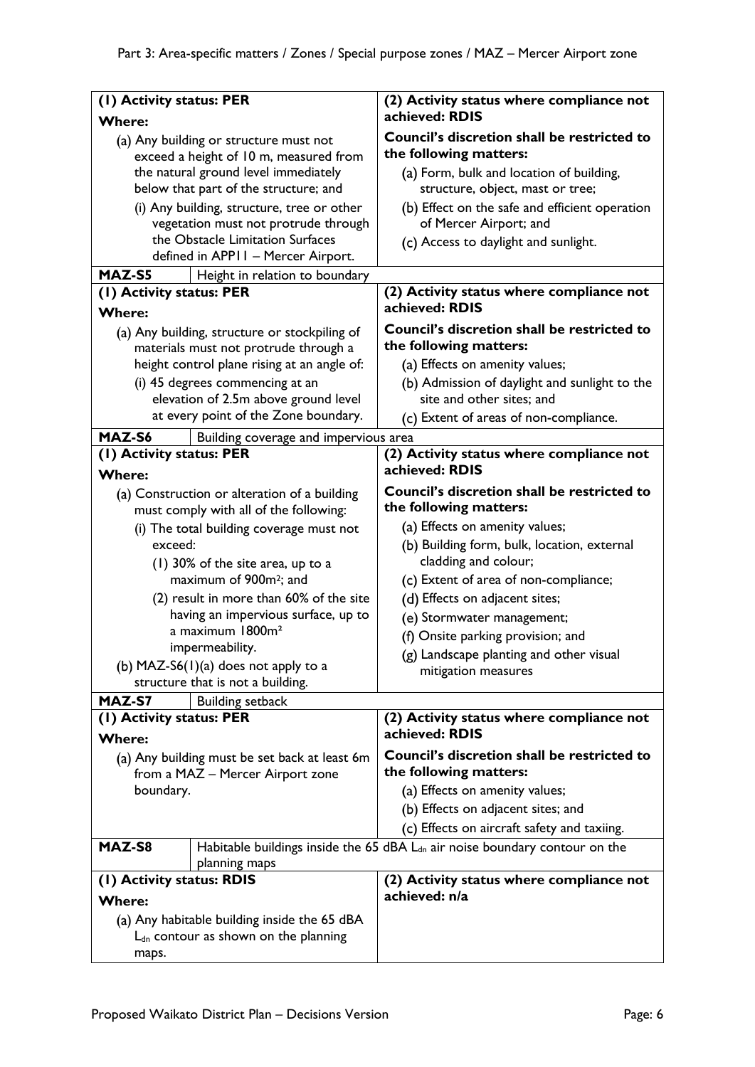| (1) Activity status: PER | (2) Activity status where compliance not achieved: RDIS |
|---|---|
| **Where:**<br>(a) Any building or structure must not exceed a height of 10 m, measured from the natural ground level immediately below that part of the structure; and<br>(i) Any building, structure, tree or other vegetation must not protrude through the Obstacle Limitation Surfaces defined in APP11 – Mercer Airport. | **Council's discretion shall be restricted to the following matters:**<br>(a) Form, bulk and location of building, structure, object, mast or tree;<br>(b) Effect on the safe and efficient operation of Mercer Airport; and<br>(c) Access to daylight and sunlight. |
| **MAZ-S5** Height in relation to boundary | |
| **(1) Activity status: PER** | **(2) Activity status where compliance not achieved: RDIS** |
| **Where:**<br>(a) Any building, structure or stockpiling of materials must not protrude through a height control plane rising at an angle of:<br>(i) 45 degrees commencing at an elevation of 2.5m above ground level at every point of the Zone boundary. | **Council's discretion shall be restricted to the following matters:**<br>(a) Effects on amenity values;<br>(b) Admission of daylight and sunlight to the site and other sites; and<br>(c) Extent of areas of non-compliance. |
| **MAZ-S6** Building coverage and impervious area | |
| **(1) Activity status: PER** | **(2) Activity status where compliance not achieved: RDIS** |
| **Where:**<br>(a) Construction or alteration of a building must comply with all of the following:<br>(i) The total building coverage must not exceed:<br>(1) 30% of the site area, up to a maximum of 900m²; and<br>(2) result in more than 60% of the site having an impervious surface, up to a maximum 1800m² impermeability.<br>(b) MAZ-S6(1)(a) does not apply to a structure that is not a building. | **Council's discretion shall be restricted to the following matters:**<br>(a) Effects on amenity values;<br>(b) Building form, bulk, location, external cladding and colour;<br>(c) Extent of area of non-compliance;<br>(d) Effects on adjacent sites;<br>(e) Stormwater management;<br>(f) Onsite parking provision; and<br>(g) Landscape planting and other visual mitigation measures |
| **MAZ-S7** Building setback | |
| **(1) Activity status: PER** | **(2) Activity status where compliance not achieved: RDIS** |
| **Where:**<br>(a) Any building must be set back at least 6m from a MAZ – Mercer Airport zone boundary. | **Council's discretion shall be restricted to the following matters:**<br>(a) Effects on amenity values;<br>(b) Effects on adjacent sites; and<br>(c) Effects on aircraft safety and taxiing. |
| **MAZ-S8** Habitable buildings inside the 65 dBA $L_{dn}$ air noise boundary contour on the planning maps | |
| **(1) Activity status: RDIS** | **(2) Activity status where compliance not achieved: n/a** |
| **Where:**<br>(a) Any habitable building inside the 65 dBA $L_{dn}$ contour as shown on the planning maps. | |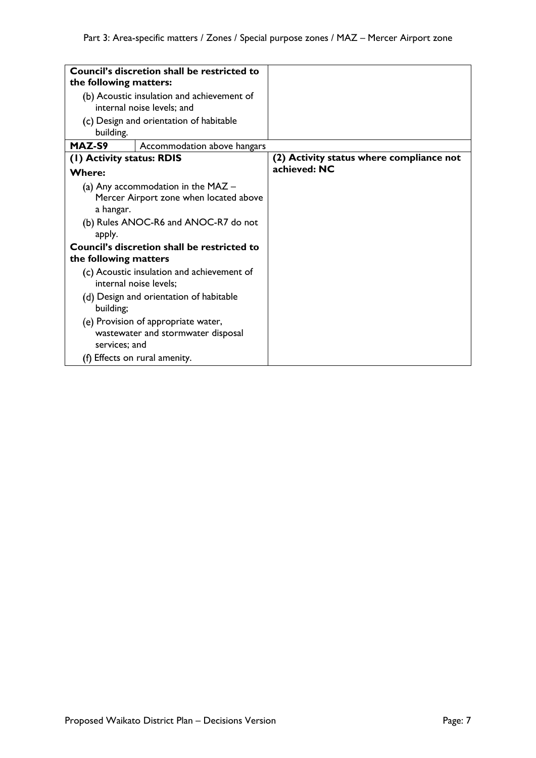| | |
|---|---|
| **Council's discretion shall be restricted to the following matters:**<br>(b) Acoustic insulation and achievement of internal noise levels; and<br>(c) Design and orientation of habitable building. | |
| **MAZ-S9** Accommodation above hangars | |
| **(1) Activity status: RDIS**<br>**Where:**<br>(a) Any accommodation in the MAZ – Mercer Airport zone when located above a hangar.<br>(b) Rules ANOC-R6 and ANOC-R7 do not apply.<br>**Council's discretion shall be restricted to the following matters**<br>(c) Acoustic insulation and achievement of internal noise levels;<br>(d) Design and orientation of habitable building;<br>(e) Provision of appropriate water, wastewater and stormwater disposal services; and<br>(f) Effects on rural amenity. | **(2) Activity status where compliance not achieved: NC** |